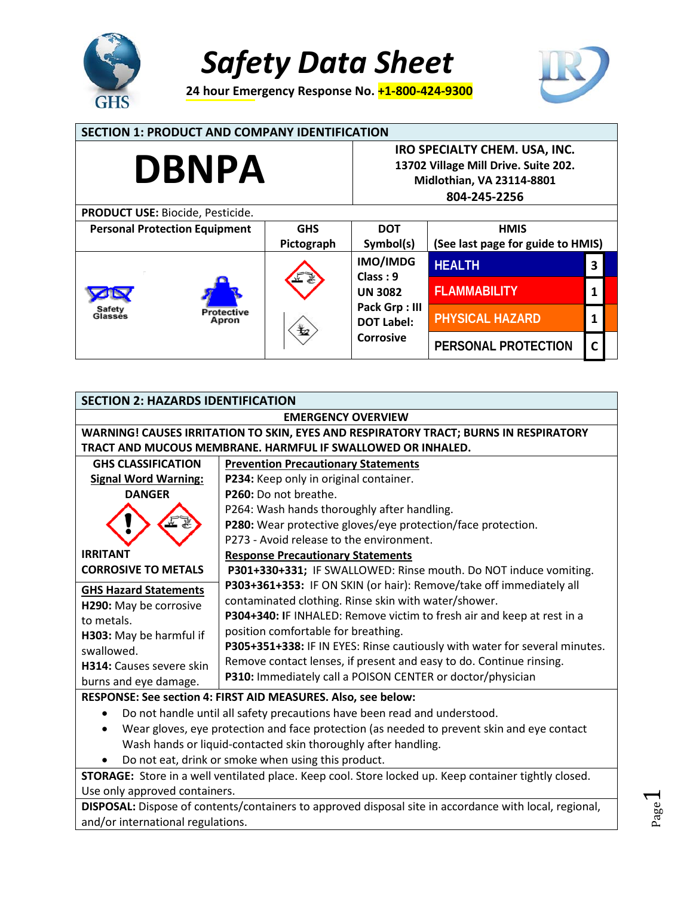# Safety Data Sheet

**24 hour Emergency Response No. +1-800-424-9300**

## SECTION 1: PRODUCT AND COMPANY IDENTIFICATION

| DBNPA | IRO SPECIALTY CHEM. USA, INC.<br>13702 Village Mill Drive. Suite 202.<br>Midlothian, VA 23114-8801<br>804-245-2256 |
|---|---|

**PRODUCT USE:** Biocide, Pesticide.

| Personal Protection Equipment | GHS Pictograph | DOT Symbol(s) | HMIS (See last page for guide to HMIS) | |
|---|---|---|---|---|
| Safety Glasses, Protective Apron | | IMO/IMDG Class : 9<br>UN 3082<br>Pack Grp : III<br>DOT Label: Corrosive | HEALTH | 3 |
| | | | FLAMMABILITY | 1 |
| | | | PHYSICAL HAZARD | 1 |
| | | | PERSONAL PROTECTION | C |

## SECTION 2: HAZARDS IDENTIFICATION

**EMERGENCY OVERVIEW**

**WARNING! CAUSES IRRITATION TO SKIN, EYES AND RESPIRATORY TRACT; BURNS IN RESPIRATORY TRACT AND MUCOUS MEMBRANE. HARMFUL IF SWALLOWED OR INHALED.**

**GHS CLASSIFICATION**

**Signal Word Warning:**

**DANGER**

**IRRITANT**

**CORROSIVE TO METALS**

**GHS Hazard Statements**

**H290:** May be corrosive to metals.

**H303:** May be harmful if swallowed.

**H314:** Causes severe skin burns and eye damage.

**Prevention Precautionary Statements**

**P234:** Keep only in original container.

**P260:** Do not breathe.

P264: Wash hands thoroughly after handling.

**P280:** Wear protective gloves/eye protection/face protection.

P273 - Avoid release to the environment.

**Response Precautionary Statements**

**P301+330+331;** IF SWALLOWED: Rinse mouth. Do NOT induce vomiting.

**P303+361+353:** IF ON SKIN (or hair): Remove/take off immediately all contaminated clothing. Rinse skin with water/shower.

**P304+340:** IF INHALED: Remove victim to fresh air and keep at rest in a position comfortable for breathing.

**P305+351+338:** IF IN EYES: Rinse cautiously with water for several minutes. Remove contact lenses, if present and easy to do. Continue rinsing.

**P310:** Immediately call a POISON CENTER or doctor/physician

**RESPONSE: See section 4: FIRST AID MEASURES. Also, see below:**

- Do not handle until all safety precautions have been read and understood.
- Wear gloves, eye protection and face protection (as needed to prevent skin and eye contact Wash hands or liquid-contacted skin thoroughly after handling.
- Do not eat, drink or smoke when using this product.

**STORAGE:** Store in a well ventilated place. Keep cool. Store locked up. Keep container tightly closed. Use only approved containers.

**DISPOSAL:** Dispose of contents/containers to approved disposal site in accordance with local, regional, and/or international regulations.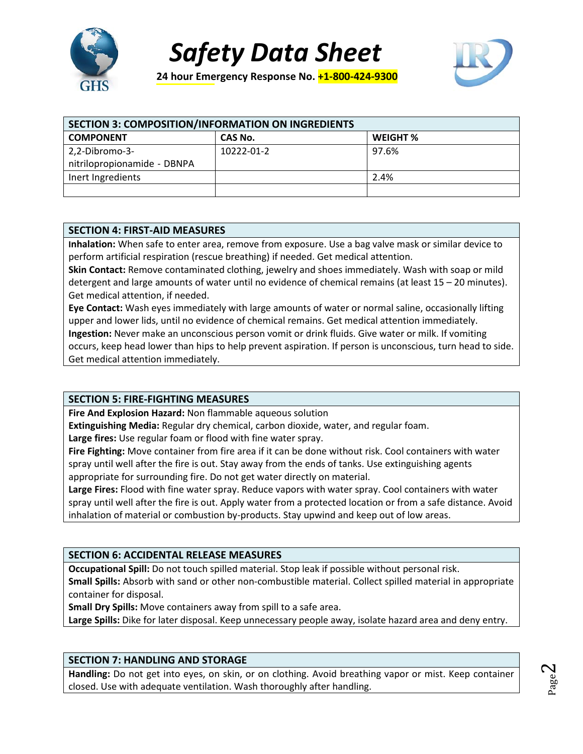# Safety Data Sheet

**24 hour Emergency Response No. +1-800-424-9300**

## SECTION 3: COMPOSITION/INFORMATION ON INGREDIENTS

| COMPONENT | CAS No. | WEIGHT % |
|---|---|---|
| 2,2-Dibromo-3-nitrilopropionamide - DBNPA | 10222-01-2 | 97.6% |
| Inert Ingredients | | 2.4% |
| | | |

## SECTION 4: FIRST-AID MEASURES

**Inhalation:** When safe to enter area, remove from exposure. Use a bag valve mask or similar device to perform artificial respiration (rescue breathing) if needed. Get medical attention.

**Skin Contact:** Remove contaminated clothing, jewelry and shoes immediately. Wash with soap or mild detergent and large amounts of water until no evidence of chemical remains (at least 15 – 20 minutes). Get medical attention, if needed.

**Eye Contact:** Wash eyes immediately with large amounts of water or normal saline, occasionally lifting upper and lower lids, until no evidence of chemical remains. Get medical attention immediately.

**Ingestion:** Never make an unconscious person vomit or drink fluids. Give water or milk. If vomiting occurs, keep head lower than hips to help prevent aspiration. If person is unconscious, turn head to side. Get medical attention immediately.

## SECTION 5: FIRE-FIGHTING MEASURES

**Fire And Explosion Hazard:** Non flammable aqueous solution

**Extinguishing Media:** Regular dry chemical, carbon dioxide, water, and regular foam.

**Large fires:** Use regular foam or flood with fine water spray.

**Fire Fighting:** Move container from fire area if it can be done without risk. Cool containers with water spray until well after the fire is out. Stay away from the ends of tanks. Use extinguishing agents appropriate for surrounding fire. Do not get water directly on material.

**Large Fires:** Flood with fine water spray. Reduce vapors with water spray. Cool containers with water spray until well after the fire is out. Apply water from a protected location or from a safe distance. Avoid inhalation of material or combustion by-products. Stay upwind and keep out of low areas.

## SECTION 6: ACCIDENTAL RELEASE MEASURES

**Occupational Spill:** Do not touch spilled material. Stop leak if possible without personal risk.

**Small Spills:** Absorb with sand or other non-combustible material. Collect spilled material in appropriate container for disposal.

**Small Dry Spills:** Move containers away from spill to a safe area.

**Large Spills:** Dike for later disposal. Keep unnecessary people away, isolate hazard area and deny entry.

## SECTION 7: HANDLING AND STORAGE

**Handling:** Do not get into eyes, on skin, or on clothing. Avoid breathing vapor or mist. Keep container closed. Use with adequate ventilation. Wash thoroughly after handling.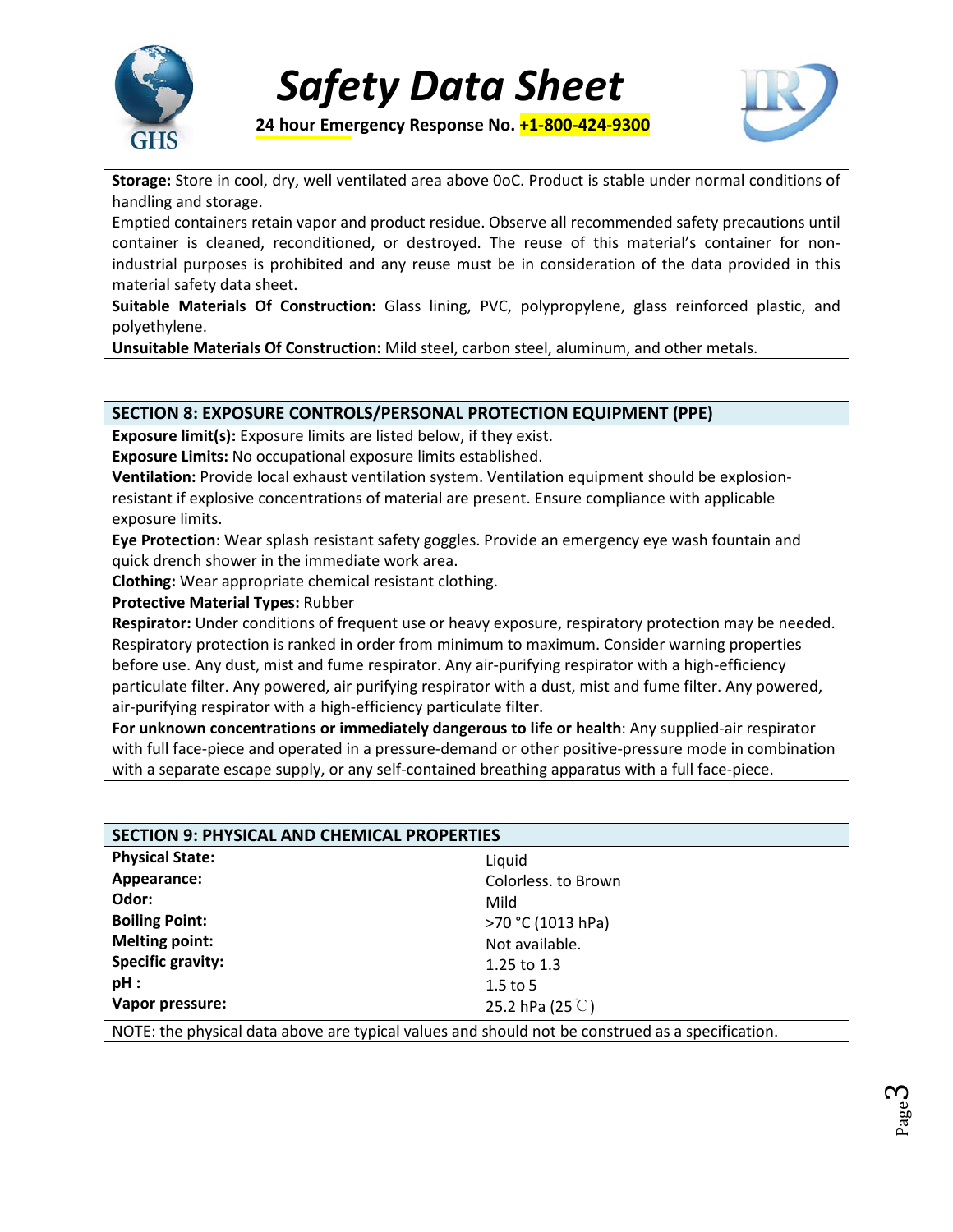**Storage:** Store in cool, dry, well ventilated area above 0oC. Product is stable under normal conditions of handling and storage.

Emptied containers retain vapor and product residue. Observe all recommended safety precautions until container is cleaned, reconditioned, or destroyed. The reuse of this material's container for non-industrial purposes is prohibited and any reuse must be in consideration of the data provided in this material safety data sheet.

**Suitable Materials Of Construction:** Glass lining, PVC, polypropylene, glass reinforced plastic, and polyethylene.

**Unsuitable Materials Of Construction:** Mild steel, carbon steel, aluminum, and other metals.

## SECTION 8: EXPOSURE CONTROLS/PERSONAL PROTECTION EQUIPMENT (PPE)

**Exposure limit(s):** Exposure limits are listed below, if they exist.

**Exposure Limits:** No occupational exposure limits established.

**Ventilation:** Provide local exhaust ventilation system. Ventilation equipment should be explosion-resistant if explosive concentrations of material are present. Ensure compliance with applicable exposure limits.

**Eye Protection**: Wear splash resistant safety goggles. Provide an emergency eye wash fountain and quick drench shower in the immediate work area.

**Clothing:** Wear appropriate chemical resistant clothing.

**Protective Material Types:** Rubber

**Respirator:** Under conditions of frequent use or heavy exposure, respiratory protection may be needed. Respiratory protection is ranked in order from minimum to maximum. Consider warning properties before use. Any dust, mist and fume respirator. Any air-purifying respirator with a high-efficiency particulate filter. Any powered, air purifying respirator with a dust, mist and fume filter. Any powered, air-purifying respirator with a high-efficiency particulate filter.

**For unknown concentrations or immediately dangerous to life or health**: Any supplied-air respirator with full face-piece and operated in a pressure-demand or other positive-pressure mode in combination with a separate escape supply, or any self-contained breathing apparatus with a full face-piece.

## SECTION 9: PHYSICAL AND CHEMICAL PROPERTIES

| Property | Value |
|---|---|
| **Physical State:** | Liquid |
| **Appearance:** | Colorless. to Brown |
| **Odor:** | Mild |
| **Boiling Point:** | >70 °C (1013 hPa) |
| **Melting point:** | Not available. |
| **Specific gravity:** | 1.25 to 1.3 |
| **pH :** | 1.5 to 5 |
| **Vapor pressure:** | 25.2 hPa (25 ℃) |

NOTE: the physical data above are typical values and should not be construed as a specification.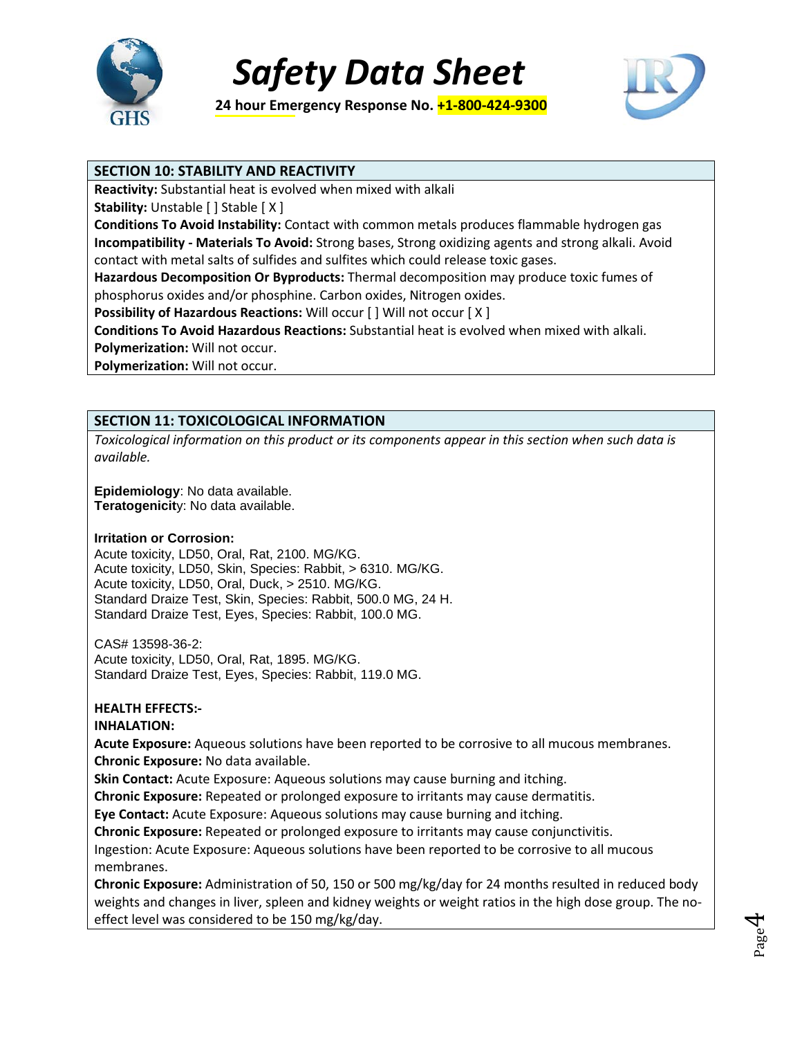## SECTION 10: STABILITY AND REACTIVITY

**Reactivity:** Substantial heat is evolved when mixed with alkali
**Stability:** Unstable [ ] Stable [ X ]
**Conditions To Avoid Instability:** Contact with common metals produces flammable hydrogen gas
**Incompatibility - Materials To Avoid:** Strong bases, Strong oxidizing agents and strong alkali. Avoid contact with metal salts of sulfides and sulfites which could release toxic gases.
**Hazardous Decomposition Or Byproducts:** Thermal decomposition may produce toxic fumes of phosphorus oxides and/or phosphine. Carbon oxides, Nitrogen oxides.
**Possibility of Hazardous Reactions:** Will occur [ ] Will not occur [ X ]
**Conditions To Avoid Hazardous Reactions:** Substantial heat is evolved when mixed with alkali.
**Polymerization:** Will not occur.
**Polymerization:** Will not occur.

## SECTION 11: TOXICOLOGICAL INFORMATION

*Toxicological information on this product or its components appear in this section when such data is available.*

**Epidemiology**: No data available.
**Teratogenicit**y: No data available.

**Irritation or Corrosion:**
Acute toxicity, LD50, Oral, Rat, 2100. MG/KG.
Acute toxicity, LD50, Skin, Species: Rabbit, > 6310. MG/KG.
Acute toxicity, LD50, Oral, Duck, > 2510. MG/KG.
Standard Draize Test, Skin, Species: Rabbit, 500.0 MG, 24 H.
Standard Draize Test, Eyes, Species: Rabbit, 100.0 MG.

CAS# 13598-36-2:
Acute toxicity, LD50, Oral, Rat, 1895. MG/KG.
Standard Draize Test, Eyes, Species: Rabbit, 119.0 MG.

**HEALTH EFFECTS:-**
**INHALATION:**
**Acute Exposure:** Aqueous solutions have been reported to be corrosive to all mucous membranes.
**Chronic Exposure:** No data available.
**Skin Contact:** Acute Exposure: Aqueous solutions may cause burning and itching.
**Chronic Exposure:** Repeated or prolonged exposure to irritants may cause dermatitis.
**Eye Contact:** Acute Exposure: Aqueous solutions may cause burning and itching.
**Chronic Exposure:** Repeated or prolonged exposure to irritants may cause conjunctivitis.
Ingestion: Acute Exposure: Aqueous solutions have been reported to be corrosive to all mucous membranes.
**Chronic Exposure:** Administration of 50, 150 or 500 mg/kg/day for 24 months resulted in reduced body weights and changes in liver, spleen and kidney weights or weight ratios in the high dose group. The no-effect level was considered to be 150 mg/kg/day.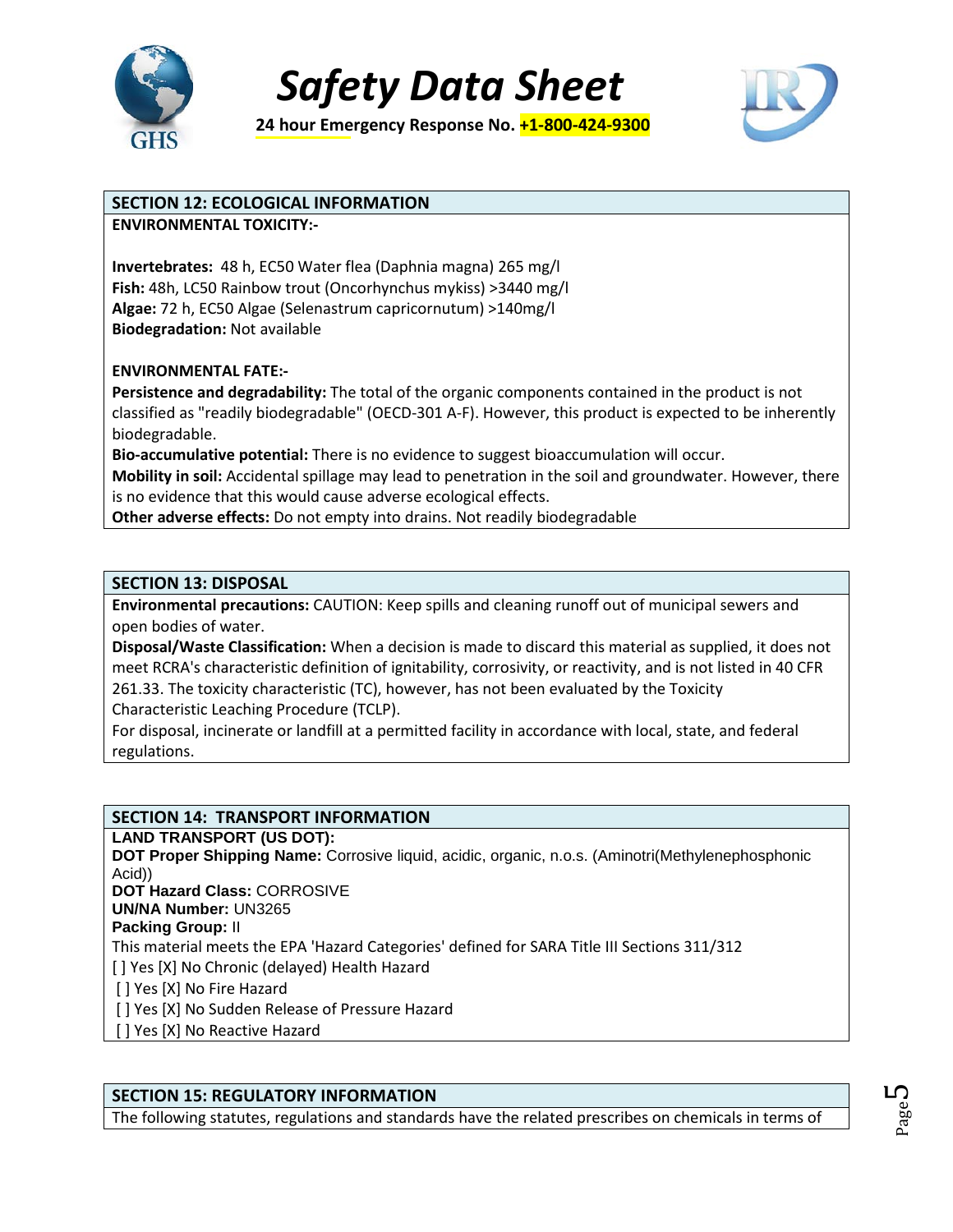## SECTION 12: ECOLOGICAL INFORMATION

**ENVIRONMENTAL TOXICITY:-**

**Invertebrates:** 48 h, EC50 Water flea (Daphnia magna) 265 mg/l
**Fish:** 48h, LC50 Rainbow trout (Oncorhynchus mykiss) >3440 mg/l
**Algae:** 72 h, EC50 Algae (Selenastrum capricornutum) >140mg/l
**Biodegradation:** Not available

**ENVIRONMENTAL FATE:-**

**Persistence and degradability:** The total of the organic components contained in the product is not classified as "readily biodegradable" (OECD-301 A-F). However, this product is expected to be inherently biodegradable.
**Bio-accumulative potential:** There is no evidence to suggest bioaccumulation will occur.
**Mobility in soil:** Accidental spillage may lead to penetration in the soil and groundwater. However, there is no evidence that this would cause adverse ecological effects.
**Other adverse effects:** Do not empty into drains. Not readily biodegradable

## SECTION 13: DISPOSAL

**Environmental precautions:** CAUTION: Keep spills and cleaning runoff out of municipal sewers and open bodies of water.
**Disposal/Waste Classification:** When a decision is made to discard this material as supplied, it does not meet RCRA's characteristic definition of ignitability, corrosivity, or reactivity, and is not listed in 40 CFR 261.33. The toxicity characteristic (TC), however, has not been evaluated by the Toxicity Characteristic Leaching Procedure (TCLP).
For disposal, incinerate or landfill at a permitted facility in accordance with local, state, and federal regulations.

## SECTION 14: TRANSPORT INFORMATION

**LAND TRANSPORT (US DOT):**
**DOT Proper Shipping Name:** Corrosive liquid, acidic, organic, n.o.s. (Aminotri(Methylenephosphonic Acid))
**DOT Hazard Class:** CORROSIVE
**UN/NA Number:** UN3265
**Packing Group:** II
This material meets the EPA 'Hazard Categories' defined for SARA Title III Sections 311/312
[ ] Yes [X] No Chronic (delayed) Health Hazard
[ ] Yes [X] No Fire Hazard
[ ] Yes [X] No Sudden Release of Pressure Hazard
[ ] Yes [X] No Reactive Hazard

## SECTION 15: REGULATORY INFORMATION

The following statutes, regulations and standards have the related prescribes on chemicals in terms of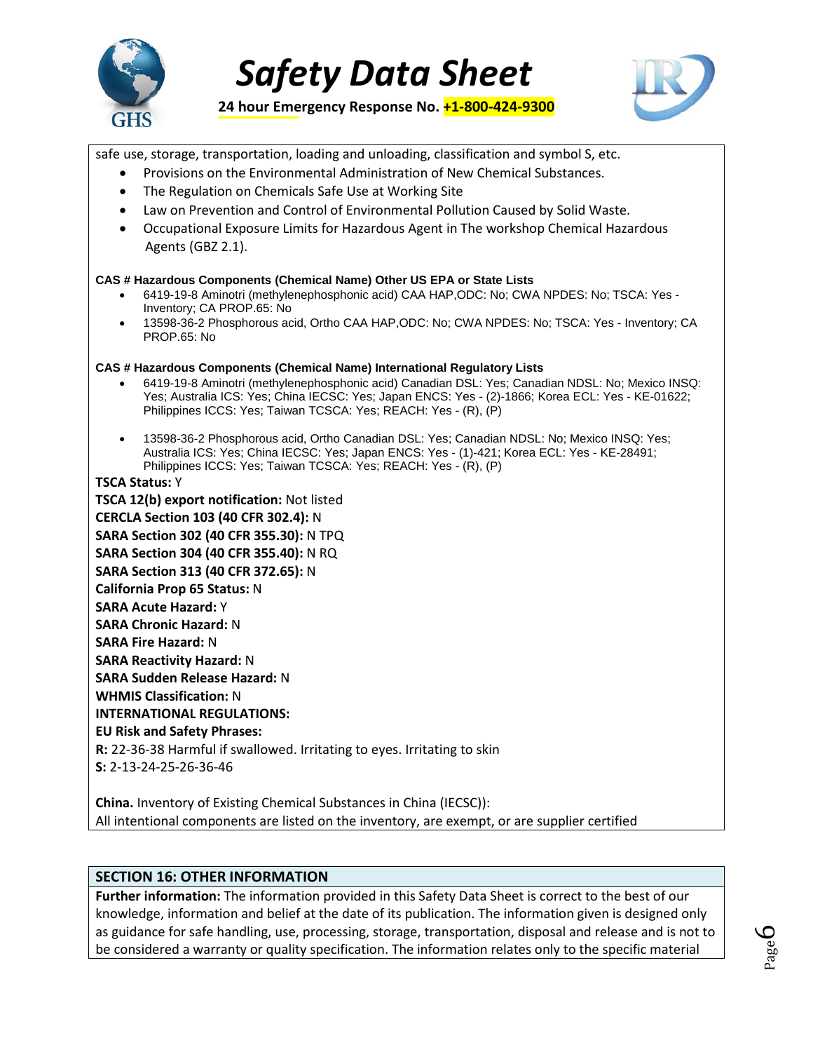safe use, storage, transportation, loading and unloading, classification and symbol S, etc.

- Provisions on the Environmental Administration of New Chemical Substances.
- The Regulation on Chemicals Safe Use at Working Site
- Law on Prevention and Control of Environmental Pollution Caused by Solid Waste.
- Occupational Exposure Limits for Hazardous Agent in The workshop Chemical Hazardous Agents (GBZ 2.1).

**CAS # Hazardous Components (Chemical Name) Other US EPA or State Lists**

- 6419-19-8 Aminotri (methylenephosphonic acid) CAA HAP,ODC: No; CWA NPDES: No; TSCA: Yes - Inventory; CA PROP.65: No
- 13598-36-2 Phosphorous acid, Ortho CAA HAP,ODC: No; CWA NPDES: No; TSCA: Yes - Inventory; CA PROP.65: No

**CAS # Hazardous Components (Chemical Name) International Regulatory Lists**

- 6419-19-8 Aminotri (methylenephosphonic acid) Canadian DSL: Yes; Canadian NDSL: No; Mexico INSQ: Yes; Australia ICS: Yes; China IECSC: Yes; Japan ENCS: Yes - (2)-1866; Korea ECL: Yes - KE-01622; Philippines ICCS: Yes; Taiwan TCSCA: Yes; REACH: Yes - (R), (P)
- 13598-36-2 Phosphorous acid, Ortho Canadian DSL: Yes; Canadian NDSL: No; Mexico INSQ: Yes; Australia ICS: Yes; China IECSC: Yes; Japan ENCS: Yes - (1)-421; Korea ECL: Yes - KE-28491; Philippines ICCS: Yes; Taiwan TCSCA: Yes; REACH: Yes - (R), (P)

**TSCA Status:** Y
**TSCA 12(b) export notification:** Not listed
**CERCLA Section 103 (40 CFR 302.4):** N
**SARA Section 302 (40 CFR 355.30):** N TPQ
**SARA Section 304 (40 CFR 355.40):** N RQ
**SARA Section 313 (40 CFR 372.65):** N
**California Prop 65 Status:** N
**SARA Acute Hazard:** Y
**SARA Chronic Hazard:** N
**SARA Fire Hazard:** N
**SARA Reactivity Hazard:** N
**SARA Sudden Release Hazard:** N
**WHMIS Classification:** N
**INTERNATIONAL REGULATIONS:**
**EU Risk and Safety Phrases:**
**R:** 22-36-38 Harmful if swallowed. Irritating to eyes. Irritating to skin
**S:** 2-13-24-25-26-36-46

**China.** Inventory of Existing Chemical Substances in China (IECSC)):
All intentional components are listed on the inventory, are exempt, or are supplier certified

## SECTION 16: OTHER INFORMATION

**Further information:** The information provided in this Safety Data Sheet is correct to the best of our knowledge, information and belief at the date of its publication. The information given is designed only as guidance for safe handling, use, processing, storage, transportation, disposal and release and is not to be considered a warranty or quality specification. The information relates only to the specific material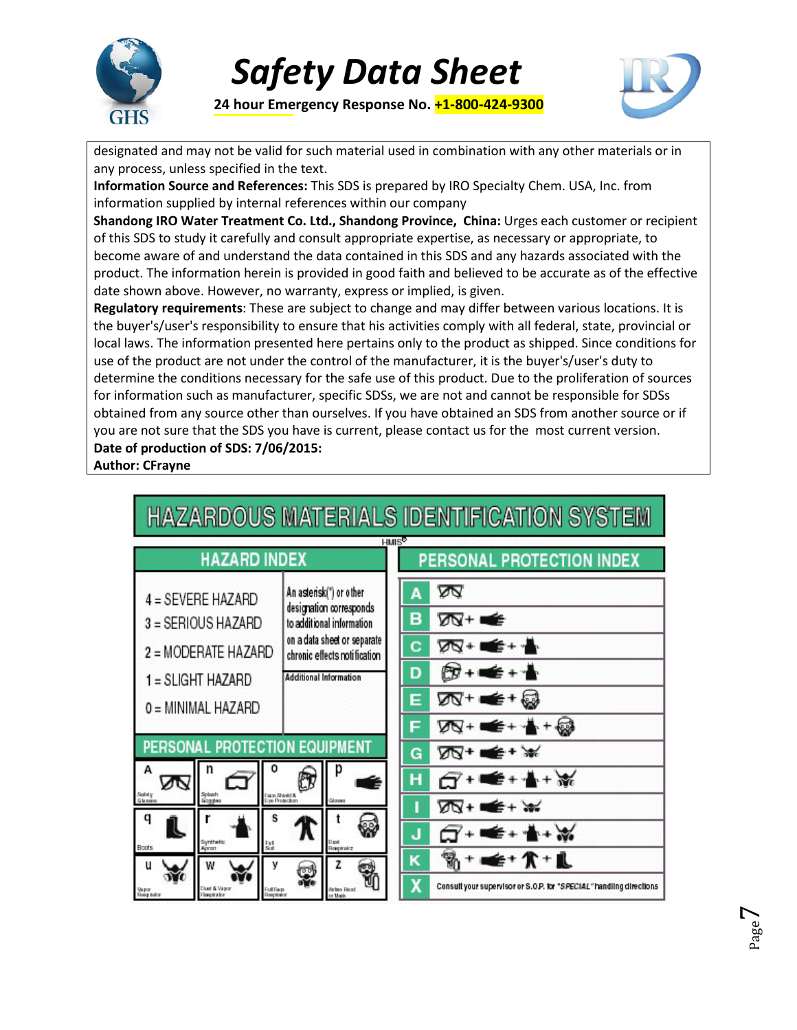# Safety Data Sheet

**24 hour Emergency Response No. +1-800-424-9300**

designated and may not be valid for such material used in combination with any other materials or in any process, unless specified in the text.

**Information Source and References:** This SDS is prepared by IRO Specialty Chem. USA, Inc. from information supplied by internal references within our company

**Shandong IRO Water Treatment Co. Ltd., Shandong Province, China:** Urges each customer or recipient of this SDS to study it carefully and consult appropriate expertise, as necessary or appropriate, to become aware of and understand the data contained in this SDS and any hazards associated with the product. The information herein is provided in good faith and believed to be accurate as of the effective date shown above. However, no warranty, express or implied, is given.

**Regulatory requirements**: These are subject to change and may differ between various locations. It is the buyer's/user's responsibility to ensure that his activities comply with all federal, state, provincial or local laws. The information presented here pertains only to the product as shipped. Since conditions for use of the product are not under the control of the manufacturer, it is the buyer's/user's duty to determine the conditions necessary for the safe use of this product. Due to the proliferation of sources for information such as manufacturer, specific SDSs, we are not and cannot be responsible for SDSs obtained from any source other than ourselves. If you have obtained an SDS from another source or if you are not sure that the SDS you have is current, please contact us for the most current version.

**Date of production of SDS: 7/06/2015:**

**Author: CFrayne**

## HAZARDOUS MATERIALS IDENTIFICATION SYSTEM

HMIS®

### HAZARD INDEX

- 4 = SEVERE HAZARD
- 3 = SERIOUS HAZARD
- 2 = MODERATE HAZARD
- 1 = SLIGHT HAZARD
- 0 = MINIMAL HAZARD

An asterisk(*) or other designation corresponds to additional information on a data sheet or separate chronic effects notification

Additional Information

### PERSONAL PROTECTION EQUIPMENT

| | | | |
|---|---|---|---|
| A Safety Glasses | n Splash Goggles | o Face Shield & Eye Protection | p Gloves |
| q Boots | r Synthetic Apron | s Full Suit | t Dust Respirator |
| u Vapor Respirator | w Dust & Vapor Respirator | y Full Face Respirator | z Airline Hood or Mask |

### PERSONAL PROTECTION INDEX

| | |
|---|---|
| A | Safety Glasses |
| B | Safety Glasses + Gloves |
| C | Safety Glasses + Gloves + Synthetic Apron |
| D | Face Shield & Eye Protection + Gloves + Synthetic Apron |
| E | Safety Glasses + Gloves + Dust Respirator |
| F | Safety Glasses + Gloves + Synthetic Apron + Dust Respirator |
| G | Safety Glasses + Gloves + Vapor Respirator |
| H | Splash Goggles + Gloves + Synthetic Apron + Dust & Vapor Respirator |
| I | Safety Glasses + Gloves + Dust & Vapor Respirator |
| J | Splash Goggles + Gloves + Synthetic Apron + Dust & Vapor Respirator |
| K | Airline Hood or Mask + Gloves + Full Suit + Boots |
| X | Consult your supervisor or S.O.P. for "SPECIAL" handling directions |